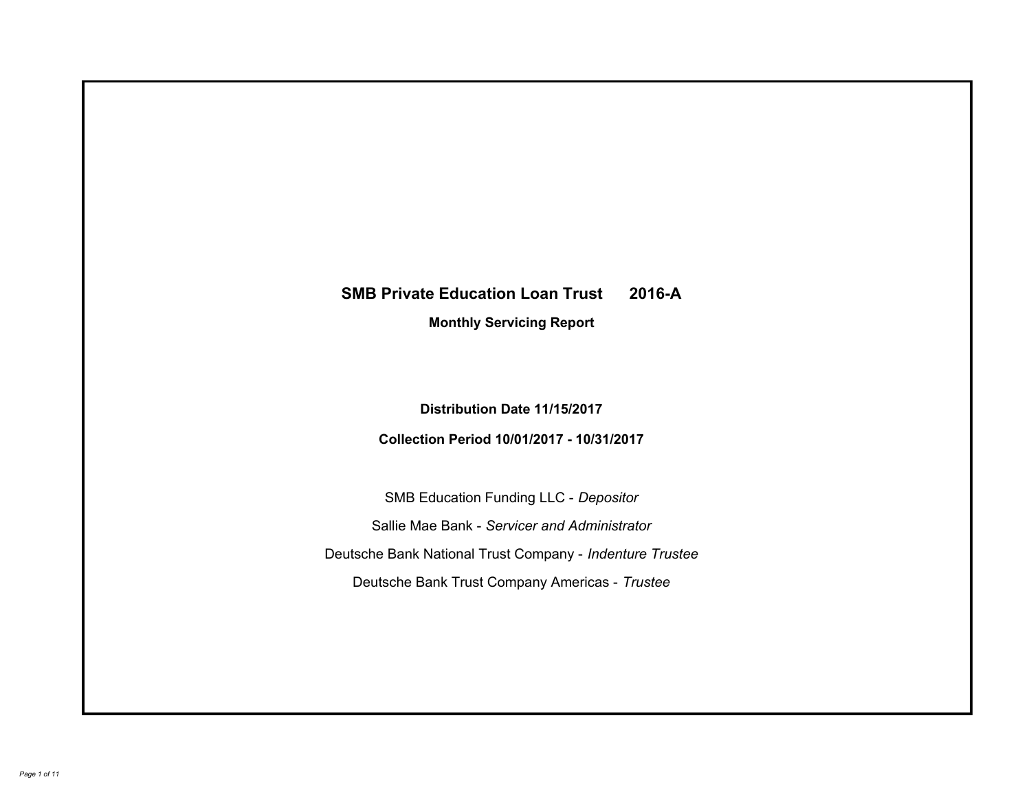# SMB Private Education Loan Trust 2016-A

## Monthly Servicing Report

**Distribution Date 11/15/2017**

**Collection Period 10/01/2017 - 10/31/2017**

SMB Education Funding LLC - *Depositor*

Sallie Mae Bank - *Servicer and Administrator*

Deutsche Bank National Trust Company - *Indenture Trustee*

Deutsche Bank Trust Company Americas - *Trustee*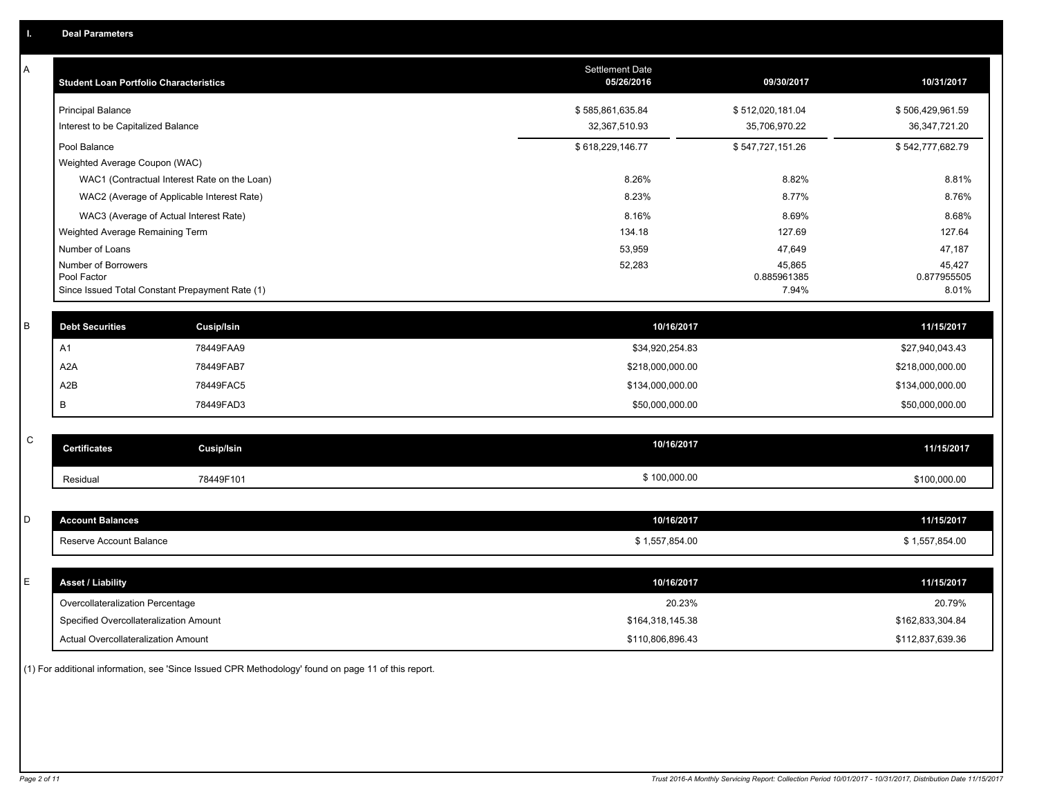## I. Deal Parameters

### A

| Student Loan Portfolio Characteristics | Settlement Date 05/26/2016 | 09/30/2017 | 10/31/2017 |
|---|---|---|---|
| Principal Balance | $ 585,861,635.84 | $ 512,020,181.04 | $ 506,429,961.59 |
| Interest to be Capitalized Balance | 32,367,510.93 | 35,706,970.22 | 36,347,721.20 |
| Pool Balance | $ 618,229,146.77 | $ 547,727,151.26 | $ 542,777,682.79 |
| Weighted Average Coupon (WAC) | | | |
| WAC1 (Contractual Interest Rate on the Loan) | 8.26% | 8.82% | 8.81% |
| WAC2 (Average of Applicable Interest Rate) | 8.23% | 8.77% | 8.76% |
| WAC3 (Average of Actual Interest Rate) | 8.16% | 8.69% | 8.68% |
| Weighted Average Remaining Term | 134.18 | 127.69 | 127.64 |
| Number of Loans | 53,959 | 47,649 | 47,187 |
| Number of Borrowers | 52,283 | 45,865 | 45,427 |
| Pool Factor | | 0.885961385 | 0.877955505 |
| Since Issued Total Constant Prepayment Rate (1) | | 7.94% | 8.01% |

### B

| Debt Securities | Cusip/Isin | 10/16/2017 | 11/15/2017 |
|---|---|---|---|
| A1 | 78449FAA9 | $34,920,254.83 | $27,940,043.43 |
| A2A | 78449FAB7 | $218,000,000.00 | $218,000,000.00 |
| A2B | 78449FAC5 | $134,000,000.00 | $134,000,000.00 |
| B | 78449FAD3 | $50,000,000.00 | $50,000,000.00 |

### C

| Certificates | Cusip/Isin | 10/16/2017 | 11/15/2017 |
|---|---|---|---|
| Residual | 78449F101 | $ 100,000.00 | $100,000.00 |

### D

| Account Balances | 10/16/2017 | 11/15/2017 |
|---|---|---|
| Reserve Account Balance | $ 1,557,854.00 | $ 1,557,854.00 |

### E

| Asset / Liability | 10/16/2017 | 11/15/2017 |
|---|---|---|
| Overcollateralization Percentage | 20.23% | 20.79% |
| Specified Overcollateralization Amount | $164,318,145.38 | $162,833,304.84 |
| Actual Overcollateralization Amount | $110,806,896.43 | $112,837,639.36 |

(1) For additional information, see 'Since Issued CPR Methodology' found on page 11 of this report.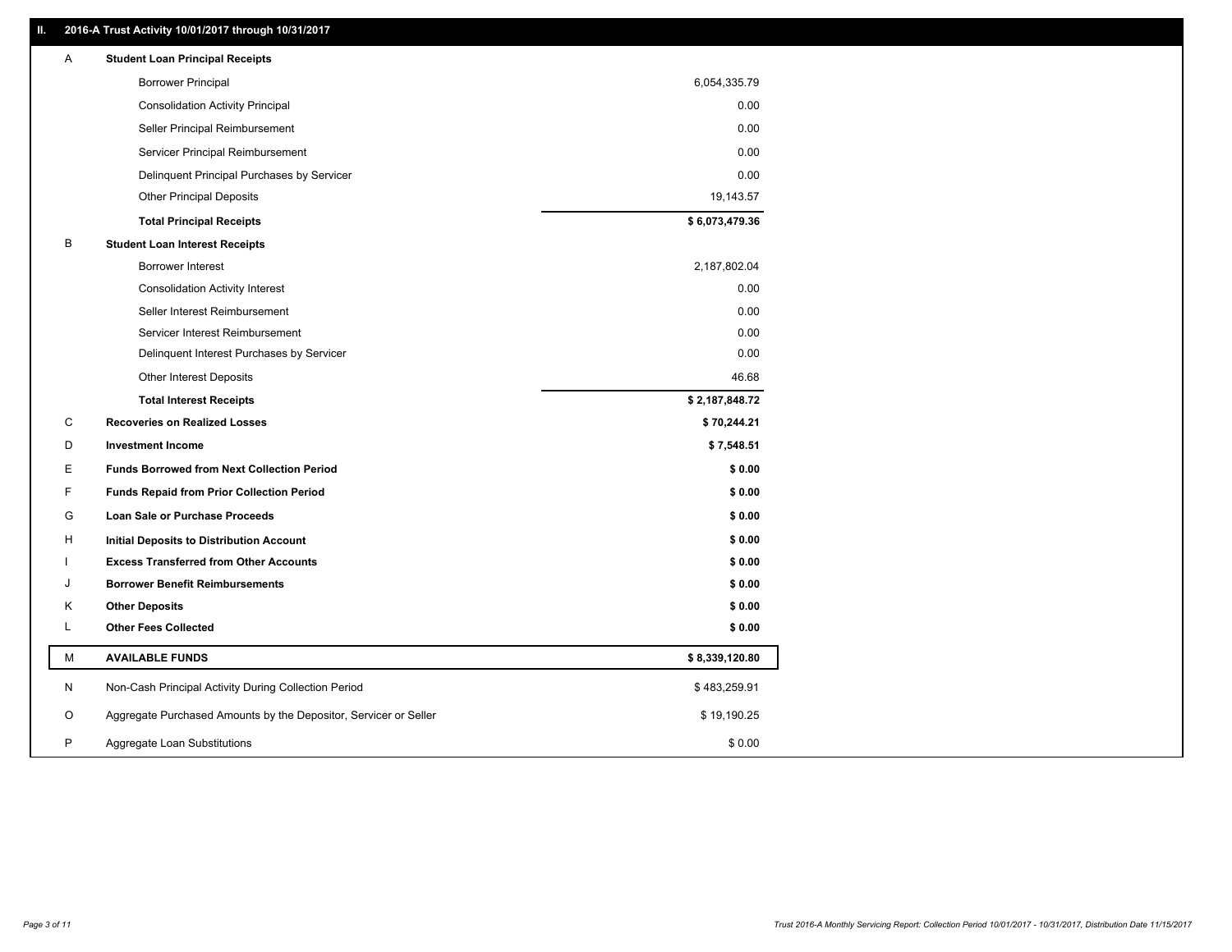## II. 2016-A Trust Activity 10/01/2017 through 10/31/2017

| | | |
|---|---|---|
| A | **Student Loan Principal Receipts** | |
| | Borrower Principal | 6,054,335.79 |
| | Consolidation Activity Principal | 0.00 |
| | Seller Principal Reimbursement | 0.00 |
| | Servicer Principal Reimbursement | 0.00 |
| | Delinquent Principal Purchases by Servicer | 0.00 |
| | Other Principal Deposits | 19,143.57 |
| | **Total Principal Receipts** | **$ 6,073,479.36** |
| B | **Student Loan Interest Receipts** | |
| | Borrower Interest | 2,187,802.04 |
| | Consolidation Activity Interest | 0.00 |
| | Seller Interest Reimbursement | 0.00 |
| | Servicer Interest Reimbursement | 0.00 |
| | Delinquent Interest Purchases by Servicer | 0.00 |
| | Other Interest Deposits | 46.68 |
| | **Total Interest Receipts** | **$ 2,187,848.72** |
| C | **Recoveries on Realized Losses** | **$ 70,244.21** |
| D | **Investment Income** | **$ 7,548.51** |
| E | **Funds Borrowed from Next Collection Period** | **$ 0.00** |
| F | **Funds Repaid from Prior Collection Period** | **$ 0.00** |
| G | **Loan Sale or Purchase Proceeds** | **$ 0.00** |
| H | **Initial Deposits to Distribution Account** | **$ 0.00** |
| I | **Excess Transferred from Other Accounts** | **$ 0.00** |
| J | **Borrower Benefit Reimbursements** | **$ 0.00** |
| K | **Other Deposits** | **$ 0.00** |
| L | **Other Fees Collected** | **$ 0.00** |
| M | **AVAILABLE FUNDS** | **$ 8,339,120.80** |
| N | Non-Cash Principal Activity During Collection Period | $ 483,259.91 |
| O | Aggregate Purchased Amounts by the Depositor, Servicer or Seller | $ 19,190.25 |
| P | Aggregate Loan Substitutions | $ 0.00 |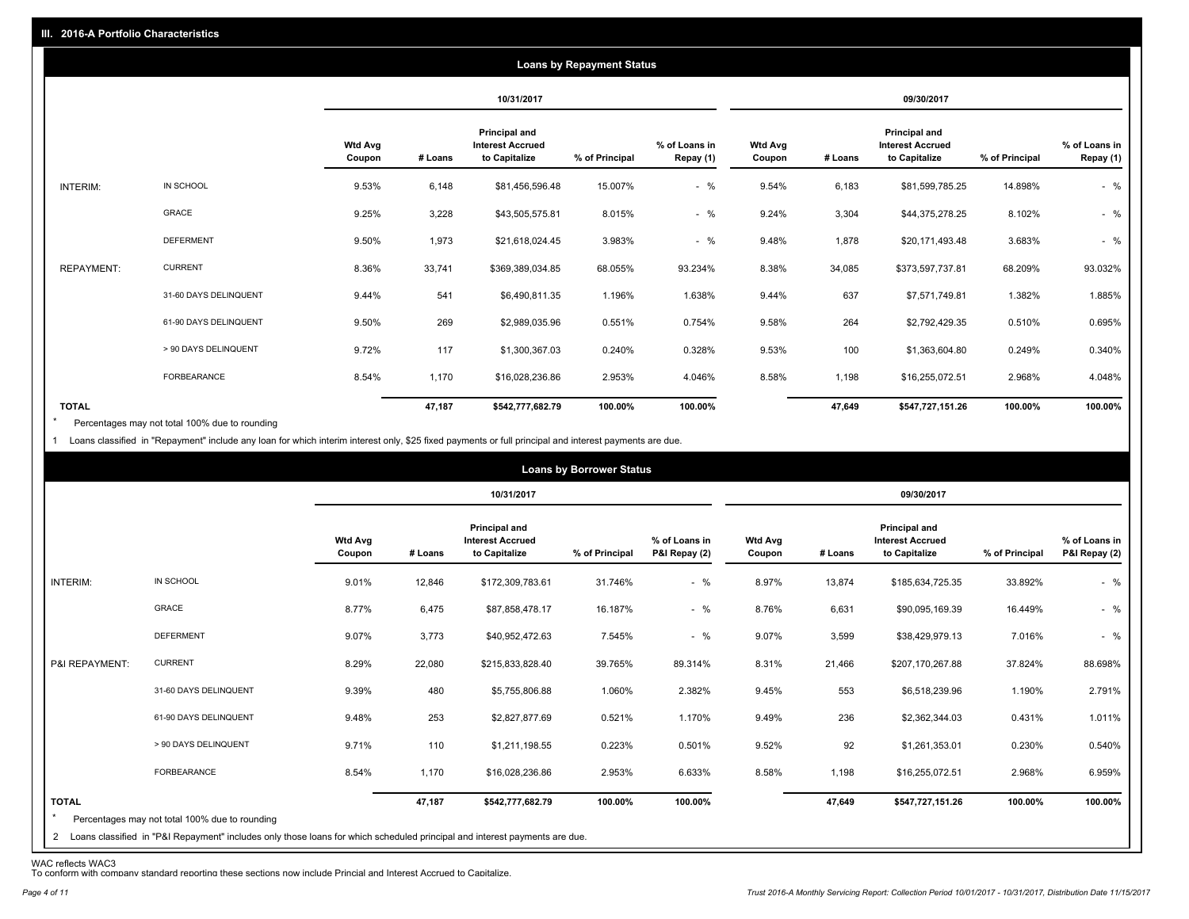## III. 2016-A Portfolio Characteristics

### Loans by Repayment Status

| | | 10/31/2017 | | | | | 09/30/2017 | | | | |
|---|---|---|---|---|---|---|---|---|---|---|---|
| | | Wtd Avg Coupon | # Loans | Principal and Interest Accrued to Capitalize | % of Principal | % of Loans in Repay (1) | Wtd Avg Coupon | # Loans | Principal and Interest Accrued to Capitalize | % of Principal | % of Loans in Repay (1) |
| INTERIM: | IN SCHOOL | 9.53% | 6,148 | $81,456,596.48 | 15.007% | - % | 9.54% | 6,183 | $81,599,785.25 | 14.898% | - % |
| | GRACE | 9.25% | 3,228 | $43,505,575.81 | 8.015% | - % | 9.24% | 3,304 | $44,375,278.25 | 8.102% | - % |
| | DEFERMENT | 9.50% | 1,973 | $21,618,024.45 | 3.983% | - % | 9.48% | 1,878 | $20,171,493.48 | 3.683% | - % |
| REPAYMENT: | CURRENT | 8.36% | 33,741 | $369,389,034.85 | 68.055% | 93.234% | 8.38% | 34,085 | $373,597,737.81 | 68.209% | 93.032% |
| | 31-60 DAYS DELINQUENT | 9.44% | 541 | $6,490,811.35 | 1.196% | 1.638% | 9.44% | 637 | $7,571,749.81 | 1.382% | 1.885% |
| | 61-90 DAYS DELINQUENT | 9.50% | 269 | $2,989,035.96 | 0.551% | 0.754% | 9.58% | 264 | $2,792,429.35 | 0.510% | 0.695% |
| | > 90 DAYS DELINQUENT | 9.72% | 117 | $1,300,367.03 | 0.240% | 0.328% | 9.53% | 100 | $1,363,604.80 | 0.249% | 0.340% |
| | FORBEARANCE | 8.54% | 1,170 | $16,028,236.86 | 2.953% | 4.046% | 8.58% | 1,198 | $16,255,072.51 | 2.968% | 4.048% |
| **TOTAL** | | | **47,187** | **$542,777,682.79** | **100.00%** | **100.00%** | | **47,649** | **$547,727,151.26** | **100.00%** | **100.00%** |

\* Percentages may not total 100% due to rounding

1 Loans classified in "Repayment" include any loan for which interim interest only, $25 fixed payments or full principal and interest payments are due.

### Loans by Borrower Status

| | | 10/31/2017 | | | | | 09/30/2017 | | | | |
|---|---|---|---|---|---|---|---|---|---|---|---|
| | | Wtd Avg Coupon | # Loans | Principal and Interest Accrued to Capitalize | % of Principal | % of Loans in P&I Repay (2) | Wtd Avg Coupon | # Loans | Principal and Interest Accrued to Capitalize | % of Principal | % of Loans in P&I Repay (2) |
| INTERIM: | IN SCHOOL | 9.01% | 12,846 | $172,309,783.61 | 31.746% | - % | 8.97% | 13,874 | $185,634,725.35 | 33.892% | - % |
| | GRACE | 8.77% | 6,475 | $87,858,478.17 | 16.187% | - % | 8.76% | 6,631 | $90,095,169.39 | 16.449% | - % |
| | DEFERMENT | 9.07% | 3,773 | $40,952,472.63 | 7.545% | - % | 9.07% | 3,599 | $38,429,979.13 | 7.016% | - % |
| P&I REPAYMENT: | CURRENT | 8.29% | 22,080 | $215,833,828.40 | 39.765% | 89.314% | 8.31% | 21,466 | $207,170,267.88 | 37.824% | 88.698% |
| | 31-60 DAYS DELINQUENT | 9.39% | 480 | $5,755,806.88 | 1.060% | 2.382% | 9.45% | 553 | $6,518,239.96 | 1.190% | 2.791% |
| | 61-90 DAYS DELINQUENT | 9.48% | 253 | $2,827,877.69 | 0.521% | 1.170% | 9.49% | 236 | $2,362,344.03 | 0.431% | 1.011% |
| | > 90 DAYS DELINQUENT | 9.71% | 110 | $1,211,198.55 | 0.223% | 0.501% | 9.52% | 92 | $1,261,353.01 | 0.230% | 0.540% |
| | FORBEARANCE | 8.54% | 1,170 | $16,028,236.86 | 2.953% | 6.633% | 8.58% | 1,198 | $16,255,072.51 | 2.968% | 6.959% |
| **TOTAL** | | | **47,187** | **$542,777,682.79** | **100.00%** | **100.00%** | | **47,649** | **$547,727,151.26** | **100.00%** | **100.00%** |

\* Percentages may not total 100% due to rounding

2 Loans classified in "P&I Repayment" includes only those loans for which scheduled principal and interest payments are due.

WAC reflects WAC3

To conform with company standard reporting these sections now include Princial and Interest Accrued to Capitalize.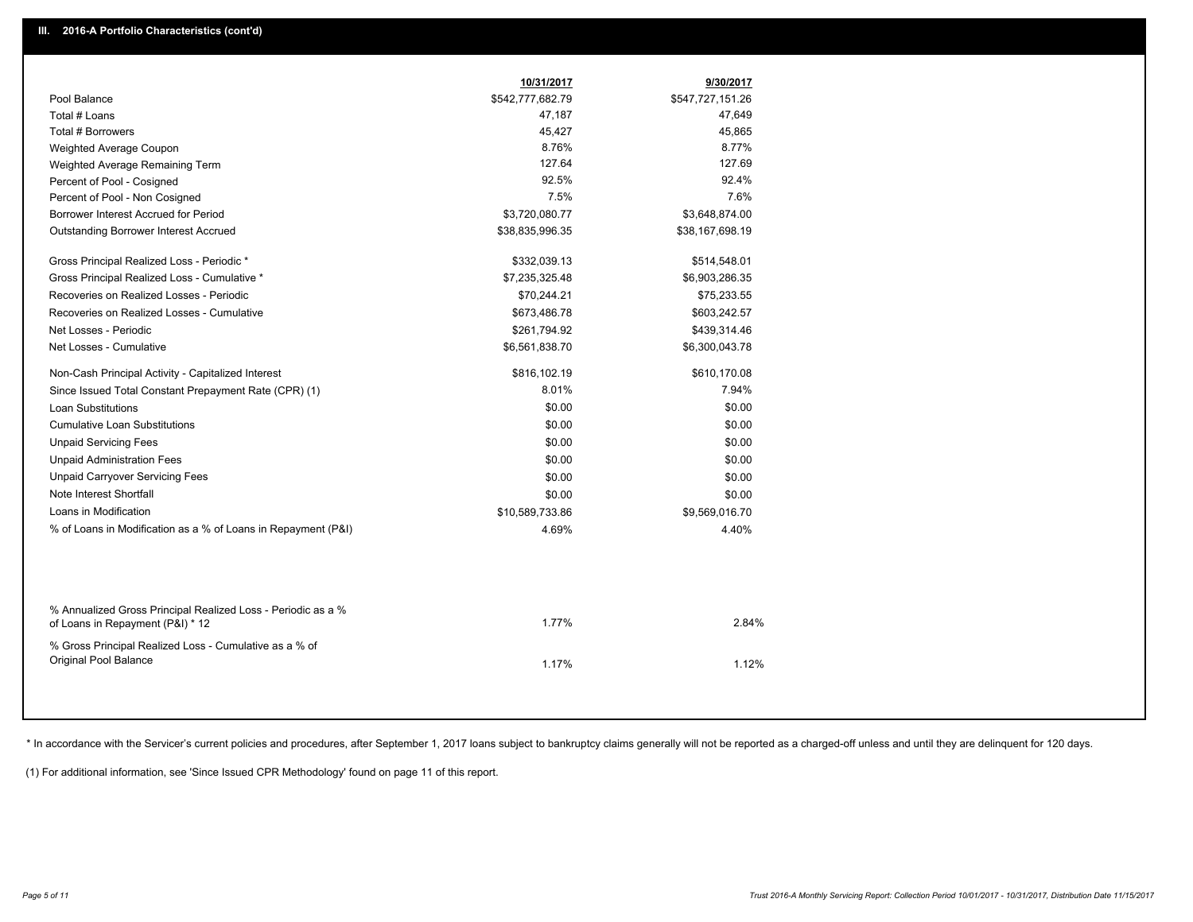## III. 2016-A Portfolio Characteristics (cont'd)

| | 10/31/2017 | 9/30/2017 |
|---|---|---|
| Pool Balance | $542,777,682.79 | $547,727,151.26 |
| Total # Loans | 47,187 | 47,649 |
| Total # Borrowers | 45,427 | 45,865 |
| Weighted Average Coupon | 8.76% | 8.77% |
| Weighted Average Remaining Term | 127.64 | 127.69 |
| Percent of Pool - Cosigned | 92.5% | 92.4% |
| Percent of Pool - Non Cosigned | 7.5% | 7.6% |
| Borrower Interest Accrued for Period | $3,720,080.77 | $3,648,874.00 |
| Outstanding Borrower Interest Accrued | $38,835,996.35 | $38,167,698.19 |
| Gross Principal Realized Loss - Periodic * | $332,039.13 | $514,548.01 |
| Gross Principal Realized Loss - Cumulative * | $7,235,325.48 | $6,903,286.35 |
| Recoveries on Realized Losses - Periodic | $70,244.21 | $75,233.55 |
| Recoveries on Realized Losses - Cumulative | $673,486.78 | $603,242.57 |
| Net Losses - Periodic | $261,794.92 | $439,314.46 |
| Net Losses - Cumulative | $6,561,838.70 | $6,300,043.78 |
| Non-Cash Principal Activity - Capitalized Interest | $816,102.19 | $610,170.08 |
| Since Issued Total Constant Prepayment Rate (CPR) (1) | 8.01% | 7.94% |
| Loan Substitutions | $0.00 | $0.00 |
| Cumulative Loan Substitutions | $0.00 | $0.00 |
| Unpaid Servicing Fees | $0.00 | $0.00 |
| Unpaid Administration Fees | $0.00 | $0.00 |
| Unpaid Carryover Servicing Fees | $0.00 | $0.00 |
| Note Interest Shortfall | $0.00 | $0.00 |
| Loans in Modification | $10,589,733.86 | $9,569,016.70 |
| % of Loans in Modification as a % of Loans in Repayment (P&I) | 4.69% | 4.40% |
| % Annualized Gross Principal Realized Loss - Periodic as a % of Loans in Repayment (P&I) * 12 | 1.77% | 2.84% |
| % Gross Principal Realized Loss - Cumulative as a % of Original Pool Balance | 1.17% | 1.12% |

* In accordance with the Servicer's current policies and procedures, after September 1, 2017 loans subject to bankruptcy claims generally will not be reported as a charged-off unless and until they are delinquent for 120 days.

(1) For additional information, see 'Since Issued CPR Methodology' found on page 11 of this report.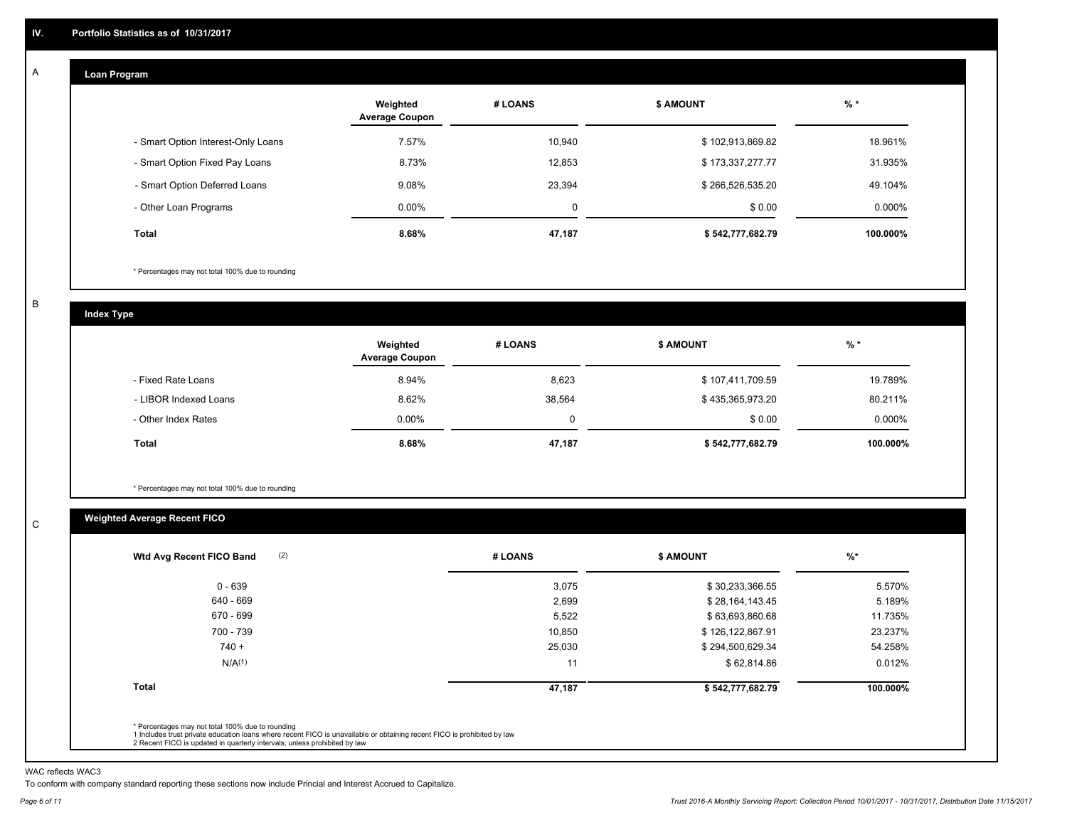## IV. Portfolio Statistics as of 10/31/2017

### A Loan Program

| | Weighted Average Coupon | # LOANS | $ AMOUNT | % * |
|---|---|---|---|---|
| - Smart Option Interest-Only Loans | 7.57% | 10,940 | $ 102,913,869.82 | 18.961% |
| - Smart Option Fixed Pay Loans | 8.73% | 12,853 | $ 173,337,277.77 | 31.935% |
| - Smart Option Deferred Loans | 9.08% | 23,394 | $ 266,526,535.20 | 49.104% |
| - Other Loan Programs | 0.00% | 0 | $ 0.00 | 0.000% |
| **Total** | **8.68%** | **47,187** | **$ 542,777,682.79** | **100.000%** |

* Percentages may not total 100% due to rounding

### B Index Type

| | Weighted Average Coupon | # LOANS | $ AMOUNT | % * |
|---|---|---|---|---|
| - Fixed Rate Loans | 8.94% | 8,623 | $ 107,411,709.59 | 19.789% |
| - LIBOR Indexed Loans | 8.62% | 38,564 | $ 435,365,973.20 | 80.211% |
| - Other Index Rates | 0.00% | 0 | $ 0.00 | 0.000% |
| **Total** | **8.68%** | **47,187** | **$ 542,777,682.79** | **100.000%** |

* Percentages may not total 100% due to rounding

### C Weighted Average Recent FICO

| Wtd Avg Recent FICO Band (2) | # LOANS | $ AMOUNT | %* |
|---|---|---|---|
| 0 - 639 | 3,075 | $ 30,233,366.55 | 5.570% |
| 640 - 669 | 2,699 | $ 28,164,143.45 | 5.189% |
| 670 - 699 | 5,522 | $ 63,693,860.68 | 11.735% |
| 700 - 739 | 10,850 | $ 126,122,867.91 | 23.237% |
| 740 + | 25,030 | $ 294,500,629.34 | 54.258% |
| N/A(1) | 11 | $ 62,814.86 | 0.012% |
| **Total** | **47,187** | **$ 542,777,682.79** | **100.000%** |

* Percentages may not total 100% due to rounding
1 Includes trust private education loans where recent FICO is unavailable or obtaining recent FICO is prohibited by law
2 Recent FICO is updated in quarterly intervals; unless prohibited by law

WAC reflects WAC3

To conform with company standard reporting these sections now include Princial and Interest Accrued to Capitalize.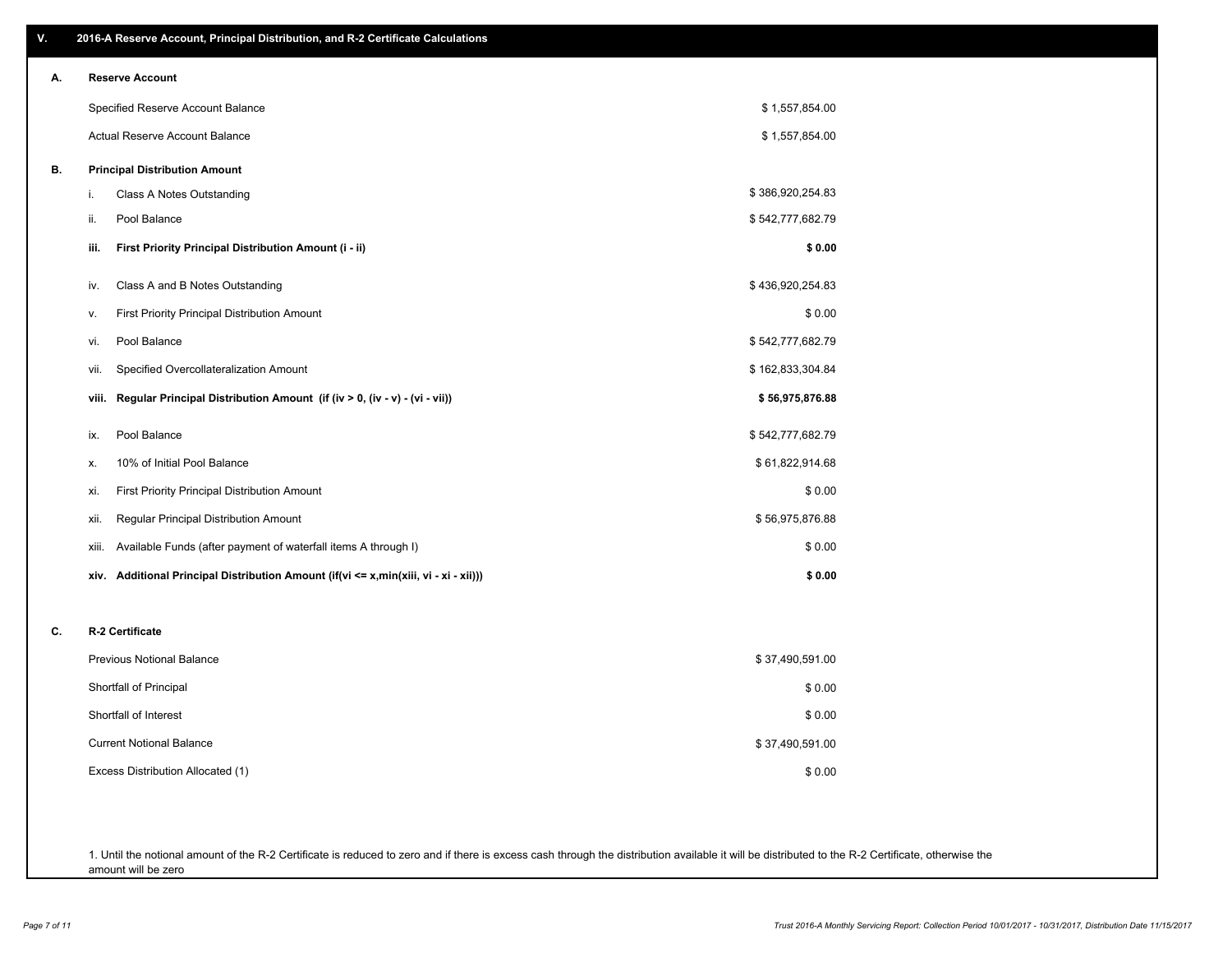## V. 2016-A Reserve Account, Principal Distribution, and R-2 Certificate Calculations

### A. Reserve Account

| | |
|---|---|
| Specified Reserve Account Balance | $ 1,557,854.00 |
| Actual Reserve Account Balance | $ 1,557,854.00 |

### B. Principal Distribution Amount

| | | |
|---|---|---|
| i. | Class A Notes Outstanding | $ 386,920,254.83 |
| ii. | Pool Balance | $ 542,777,682.79 |
| **iii.** | **First Priority Principal Distribution Amount (i - ii)** | **$ 0.00** |
| iv. | Class A and B Notes Outstanding | $ 436,920,254.83 |
| v. | First Priority Principal Distribution Amount | $ 0.00 |
| vi. | Pool Balance | $ 542,777,682.79 |
| vii. | Specified Overcollateralization Amount | $ 162,833,304.84 |
| **viii.** | **Regular Principal Distribution Amount (if (iv > 0, (iv - v) - (vi - vii))** | **$ 56,975,876.88** |
| ix. | Pool Balance | $ 542,777,682.79 |
| x. | 10% of Initial Pool Balance | $ 61,822,914.68 |
| xi. | First Priority Principal Distribution Amount | $ 0.00 |
| xii. | Regular Principal Distribution Amount | $ 56,975,876.88 |
| xiii. | Available Funds (after payment of waterfall items A through I) | $ 0.00 |
| **xiv.** | **Additional Principal Distribution Amount (if(vi <= x,min(xiii, vi - xi - xii)))** | **$ 0.00** |

### C. R-2 Certificate

| | |
|---|---|
| Previous Notional Balance | $ 37,490,591.00 |
| Shortfall of Principal | $ 0.00 |
| Shortfall of Interest | $ 0.00 |
| Current Notional Balance | $ 37,490,591.00 |
| Excess Distribution Allocated (1) | $ 0.00 |

1. Until the notional amount of the R-2 Certificate is reduced to zero and if there is excess cash through the distribution available it will be distributed to the R-2 Certificate, otherwise the amount will be zero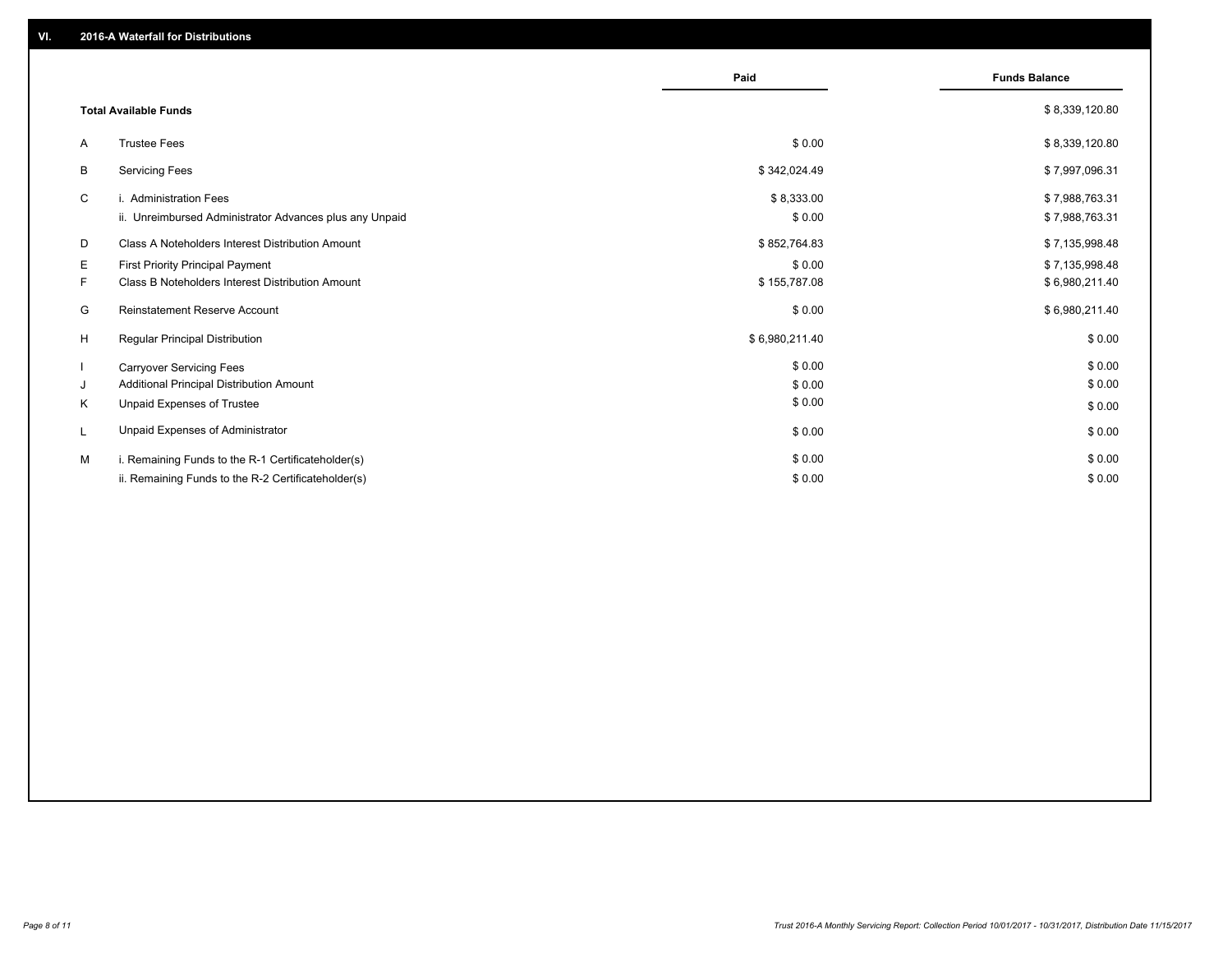## VI. 2016-A Waterfall for Distributions

| | | Paid | Funds Balance |
|---|---|---|---|
| | **Total Available Funds** | | $ 8,339,120.80 |
| A | Trustee Fees | $ 0.00 | $ 8,339,120.80 |
| B | Servicing Fees | $ 342,024.49 | $ 7,997,096.31 |
| C | i. Administration Fees | $ 8,333.00 | $ 7,988,763.31 |
| | ii. Unreimbursed Administrator Advances plus any Unpaid | $ 0.00 | $ 7,988,763.31 |
| D | Class A Noteholders Interest Distribution Amount | $ 852,764.83 | $ 7,135,998.48 |
| E | First Priority Principal Payment | $ 0.00 | $ 7,135,998.48 |
| F | Class B Noteholders Interest Distribution Amount | $ 155,787.08 | $ 6,980,211.40 |
| G | Reinstatement Reserve Account | $ 0.00 | $ 6,980,211.40 |
| H | Regular Principal Distribution | $ 6,980,211.40 | $ 0.00 |
| I | Carryover Servicing Fees | $ 0.00 | $ 0.00 |
| J | Additional Principal Distribution Amount | $ 0.00 | $ 0.00 |
| K | Unpaid Expenses of Trustee | $ 0.00 | $ 0.00 |
| L | Unpaid Expenses of Administrator | $ 0.00 | $ 0.00 |
| M | i. Remaining Funds to the R-1 Certificateholder(s) | $ 0.00 | $ 0.00 |
| | ii. Remaining Funds to the R-2 Certificateholder(s) | $ 0.00 | $ 0.00 |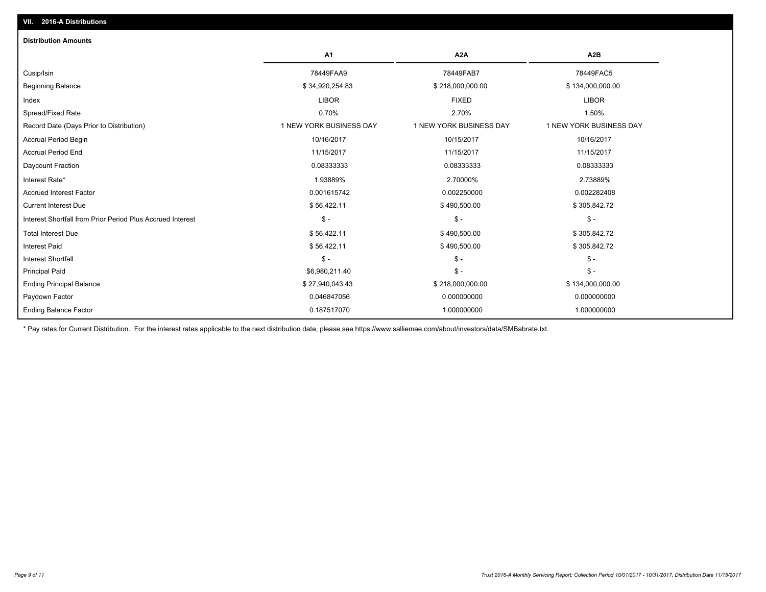## VII. 2016-A Distributions

### Distribution Amounts

| | A1 | A2A | A2B |
|---|---|---|---|
| Cusip/Isin | 78449FAA9 | 78449FAB7 | 78449FAC5 |
| Beginning Balance | $ 34,920,254.83 | $ 218,000,000.00 | $ 134,000,000.00 |
| Index | LIBOR | FIXED | LIBOR |
| Spread/Fixed Rate | 0.70% | 2.70% | 1.50% |
| Record Date (Days Prior to Distribution) | 1 NEW YORK BUSINESS DAY | 1 NEW YORK BUSINESS DAY | 1 NEW YORK BUSINESS DAY |
| Accrual Period Begin | 10/16/2017 | 10/15/2017 | 10/16/2017 |
| Accrual Period End | 11/15/2017 | 11/15/2017 | 11/15/2017 |
| Daycount Fraction | 0.08333333 | 0.08333333 | 0.08333333 |
| Interest Rate* | 1.93889% | 2.70000% | 2.73889% |
| Accrued Interest Factor | 0.001615742 | 0.002250000 | 0.002282408 |
| Current Interest Due | $ 56,422.11 | $ 490,500.00 | $ 305,842.72 |
| Interest Shortfall from Prior Period Plus Accrued Interest | $ - | $ - | $ - |
| Total Interest Due | $ 56,422.11 | $ 490,500.00 | $ 305,842.72 |
| Interest Paid | $ 56,422.11 | $ 490,500.00 | $ 305,842.72 |
| Interest Shortfall | $ - | $ - | $ - |
| Principal Paid | $6,980,211.40 | $ - | $ - |
| Ending Principal Balance | $ 27,940,043.43 | $ 218,000,000.00 | $ 134,000,000.00 |
| Paydown Factor | 0.046847056 | 0.000000000 | 0.000000000 |
| Ending Balance Factor | 0.187517070 | 1.000000000 | 1.000000000 |

* Pay rates for Current Distribution. For the interest rates applicable to the next distribution date, please see https://www.salliemae.com/about/investors/data/SMBabrate.txt.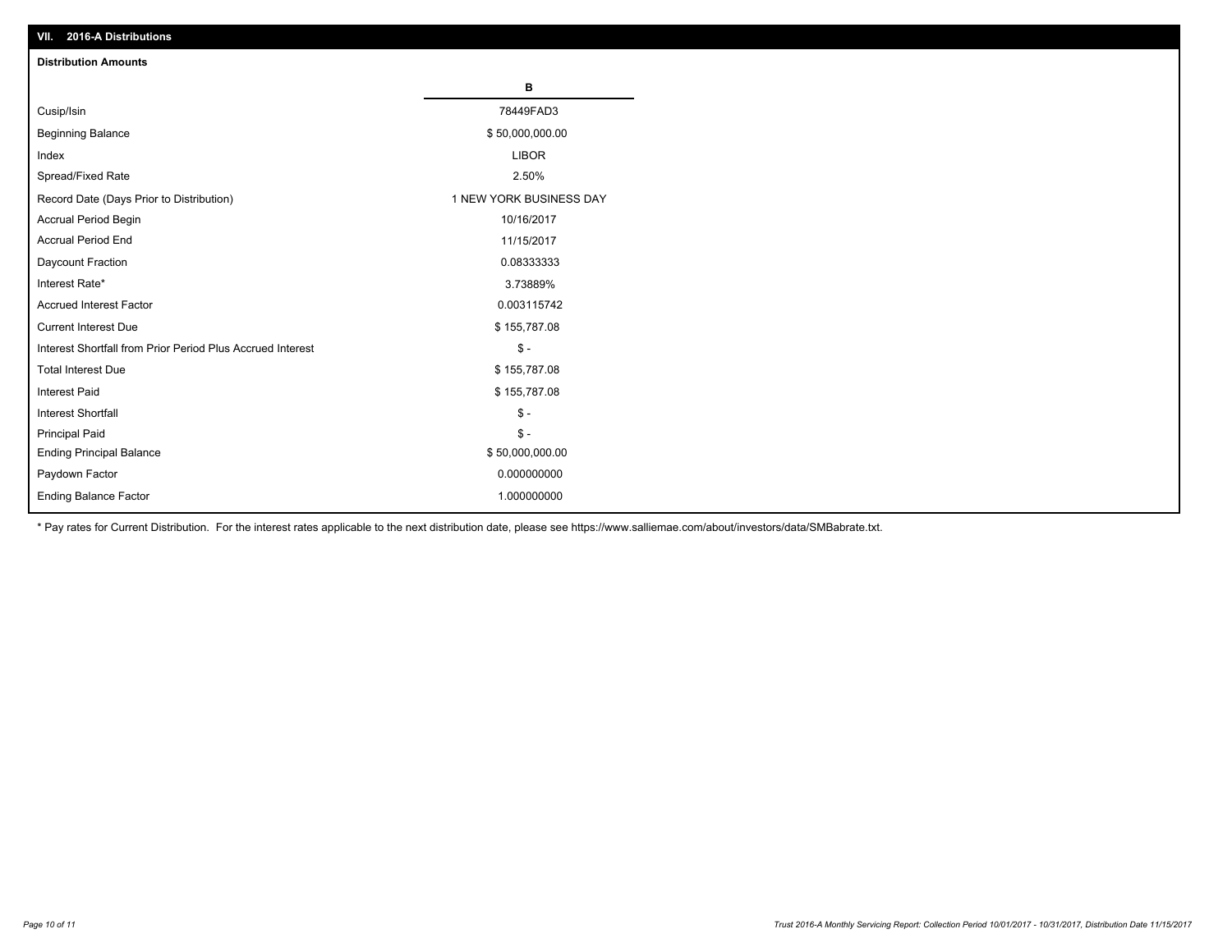## VII. 2016-A Distributions

### Distribution Amounts

| | B |
|---|---|
| Cusip/Isin | 78449FAD3 |
| Beginning Balance | $ 50,000,000.00 |
| Index | LIBOR |
| Spread/Fixed Rate | 2.50% |
| Record Date (Days Prior to Distribution) | 1 NEW YORK BUSINESS DAY |
| Accrual Period Begin | 10/16/2017 |
| Accrual Period End | 11/15/2017 |
| Daycount Fraction | 0.08333333 |
| Interest Rate* | 3.73889% |
| Accrued Interest Factor | 0.003115742 |
| Current Interest Due | $ 155,787.08 |
| Interest Shortfall from Prior Period Plus Accrued Interest | $ - |
| Total Interest Due | $ 155,787.08 |
| Interest Paid | $ 155,787.08 |
| Interest Shortfall | $ - |
| Principal Paid | $ - |
| Ending Principal Balance | $ 50,000,000.00 |
| Paydown Factor | 0.000000000 |
| Ending Balance Factor | 1.000000000 |

* Pay rates for Current Distribution. For the interest rates applicable to the next distribution date, please see https://www.salliemae.com/about/investors/data/SMBabrate.txt.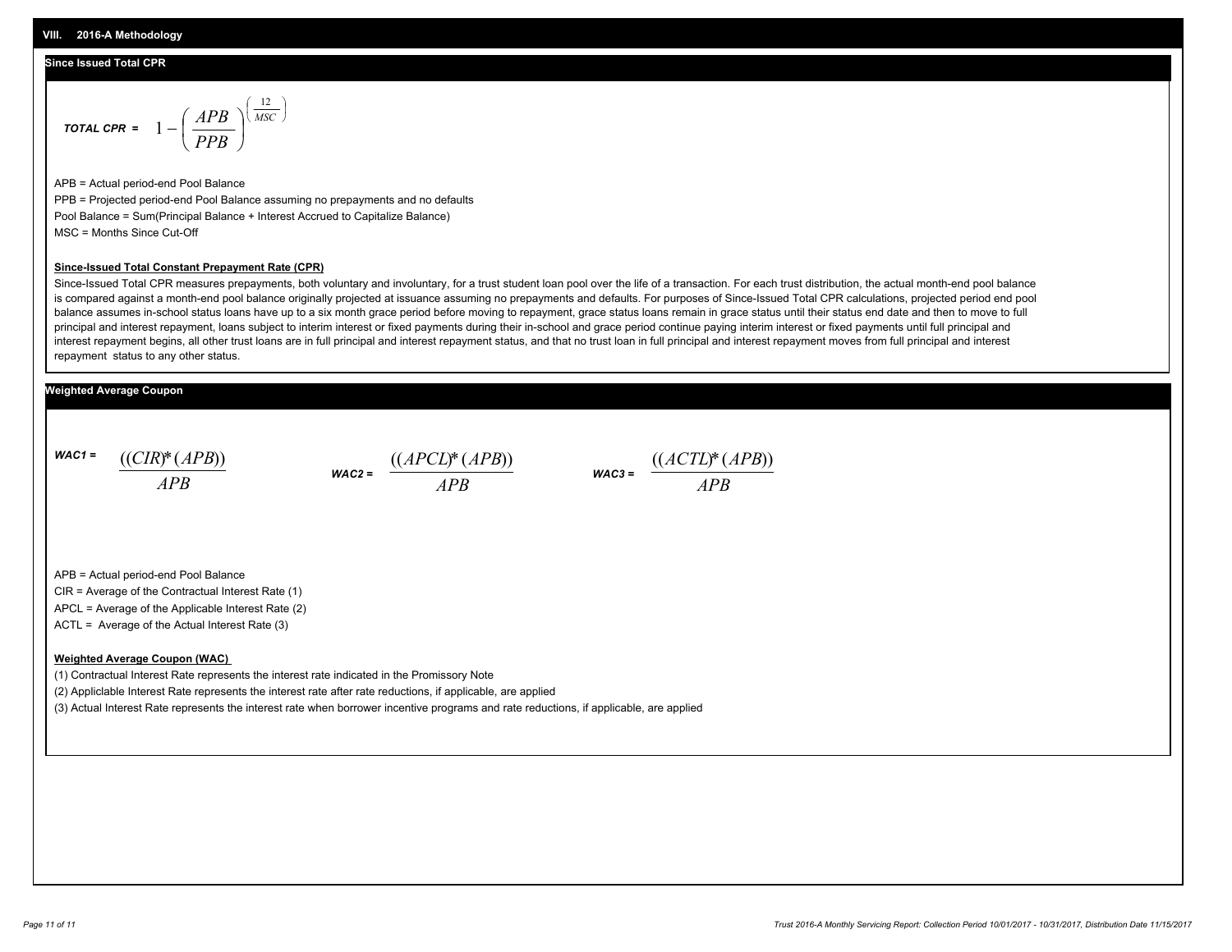## VIII. 2016-A Methodology

### Since Issued Total CPR

$$\textbf{TOTAL CPR} = 1 - \left( \frac{APB}{PPB} \right)^{\left( \frac{12}{MSC} \right)}$$

APB = Actual period-end Pool Balance

PPB = Projected period-end Pool Balance assuming no prepayments and no defaults

Pool Balance = Sum(Principal Balance + Interest Accrued to Capitalize Balance)

MSC = Months Since Cut-Off

**Since-Issued Total Constant Prepayment Rate (CPR)**

Since-Issued Total CPR measures prepayments, both voluntary and involuntary, for a trust student loan pool over the life of a transaction. For each trust distribution, the actual month-end pool balance is compared against a month-end pool balance originally projected at issuance assuming no prepayments and defaults. For purposes of Since-Issued Total CPR calculations, projected period end pool balance assumes in-school status loans have up to a six month grace period before moving to repayment, grace status loans remain in grace status until their status end date and then to move to full principal and interest repayment, loans subject to interim interest or fixed payments during their in-school and grace period continue paying interim interest or fixed payments until full principal and interest repayment begins, all other trust loans are in full principal and interest repayment status, and that no trust loan in full principal and interest repayment moves from full principal and interest repayment status to any other status.

### Weighted Average Coupon

$$\textbf{WAC1} = \frac{((CIR)*(APB))}{APB} \qquad \textbf{WAC2} = \frac{((APCL)*(APB))}{APB} \qquad \textbf{WAC3} = \frac{((ACTL)*(APB))}{APB}$$

APB = Actual period-end Pool Balance

CIR = Average of the Contractual Interest Rate (1)

APCL = Average of the Applicable Interest Rate (2)

ACTL = Average of the Actual Interest Rate (3)

**Weighted Average Coupon (WAC)**

(1) Contractual Interest Rate represents the interest rate indicated in the Promissory Note

(2) Appliclable Interest Rate represents the interest rate after rate reductions, if applicable, are applied

(3) Actual Interest Rate represents the interest rate when borrower incentive programs and rate reductions, if applicable, are applied